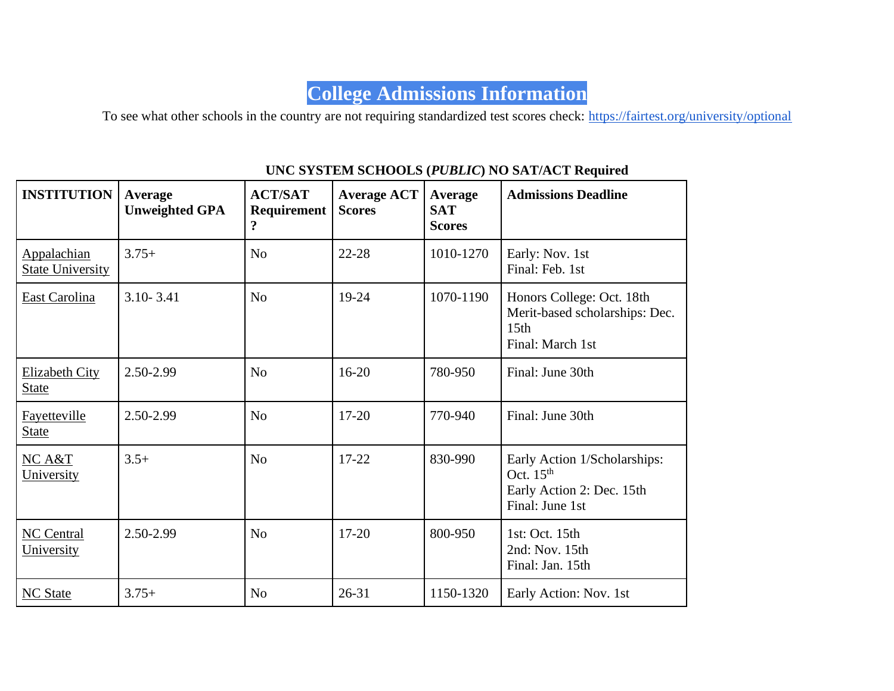# College Admissions Information

To see what other schools in the country are not requiring standardized test scores check: https://fairtest.org/university/optional

**UNC SYSTEM SCHOOLS (*PUBLIC*) NO SAT/ACT Required**

| INSTITUTION | Average Unweighted GPA | ACT/SAT Requirement? | Average ACT Scores | Average SAT Scores | Admissions Deadline |
|---|---|---|---|---|---|
| Appalachian State University | 3.75+ | No | 22-28 | 1010-1270 | Early: Nov. 1st<br>Final: Feb. 1st |
| East Carolina | 3.10- 3.41 | No | 19-24 | 1070-1190 | Honors College: Oct. 18th<br>Merit-based scholarships: Dec. 15th<br>Final: March 1st |
| Elizabeth City State | 2.50-2.99 | No | 16-20 | 780-950 | Final: June 30th |
| Fayetteville State | 2.50-2.99 | No | 17-20 | 770-940 | Final: June 30th |
| NC A&T University | 3.5+ | No | 17-22 | 830-990 | Early Action 1/Scholarships: Oct. 15th<br>Early Action 2: Dec. 15th<br>Final: June 1st |
| NC Central University | 2.50-2.99 | No | 17-20 | 800-950 | 1st: Oct. 15th<br>2nd: Nov. 15th<br>Final: Jan. 15th |
| NC State | 3.75+ | No | 26-31 | 1150-1320 | Early Action: Nov. 1st |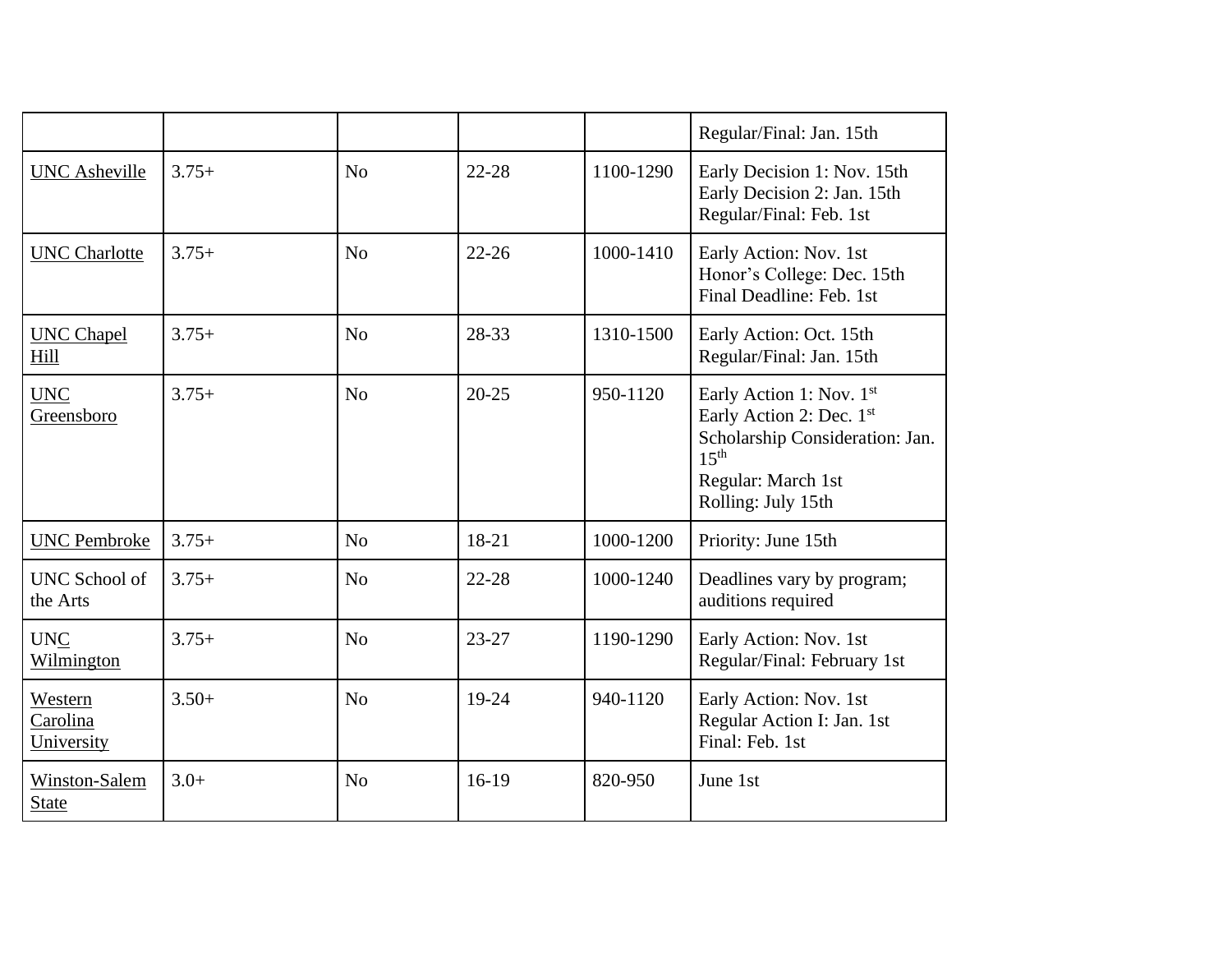| | | | | | |
|---|---|---|---|---|---|
| | | | | | Regular/Final: Jan. 15th |
| UNC Asheville | 3.75+ | No | 22-28 | 1100-1290 | Early Decision 1: Nov. 15th<br>Early Decision 2: Jan. 15th<br>Regular/Final: Feb. 1st |
| UNC Charlotte | 3.75+ | No | 22-26 | 1000-1410 | Early Action: Nov. 1st<br>Honor's College: Dec. 15th<br>Final Deadline: Feb. 1st |
| UNC Chapel Hill | 3.75+ | No | 28-33 | 1310-1500 | Early Action: Oct. 15th<br>Regular/Final: Jan. 15th |
| UNC Greensboro | 3.75+ | No | 20-25 | 950-1120 | Early Action 1: Nov. 1st<br>Early Action 2: Dec. 1st<br>Scholarship Consideration: Jan. 15th<br>Regular: March 1st<br>Rolling: July 15th |
| UNC Pembroke | 3.75+ | No | 18-21 | 1000-1200 | Priority: June 15th |
| UNC School of the Arts | 3.75+ | No | 22-28 | 1000-1240 | Deadlines vary by program; auditions required |
| UNC Wilmington | 3.75+ | No | 23-27 | 1190-1290 | Early Action: Nov. 1st<br>Regular/Final: February 1st |
| Western Carolina University | 3.50+ | No | 19-24 | 940-1120 | Early Action: Nov. 1st<br>Regular Action I: Jan. 1st<br>Final: Feb. 1st |
| Winston-Salem State | 3.0+ | No | 16-19 | 820-950 | June 1st |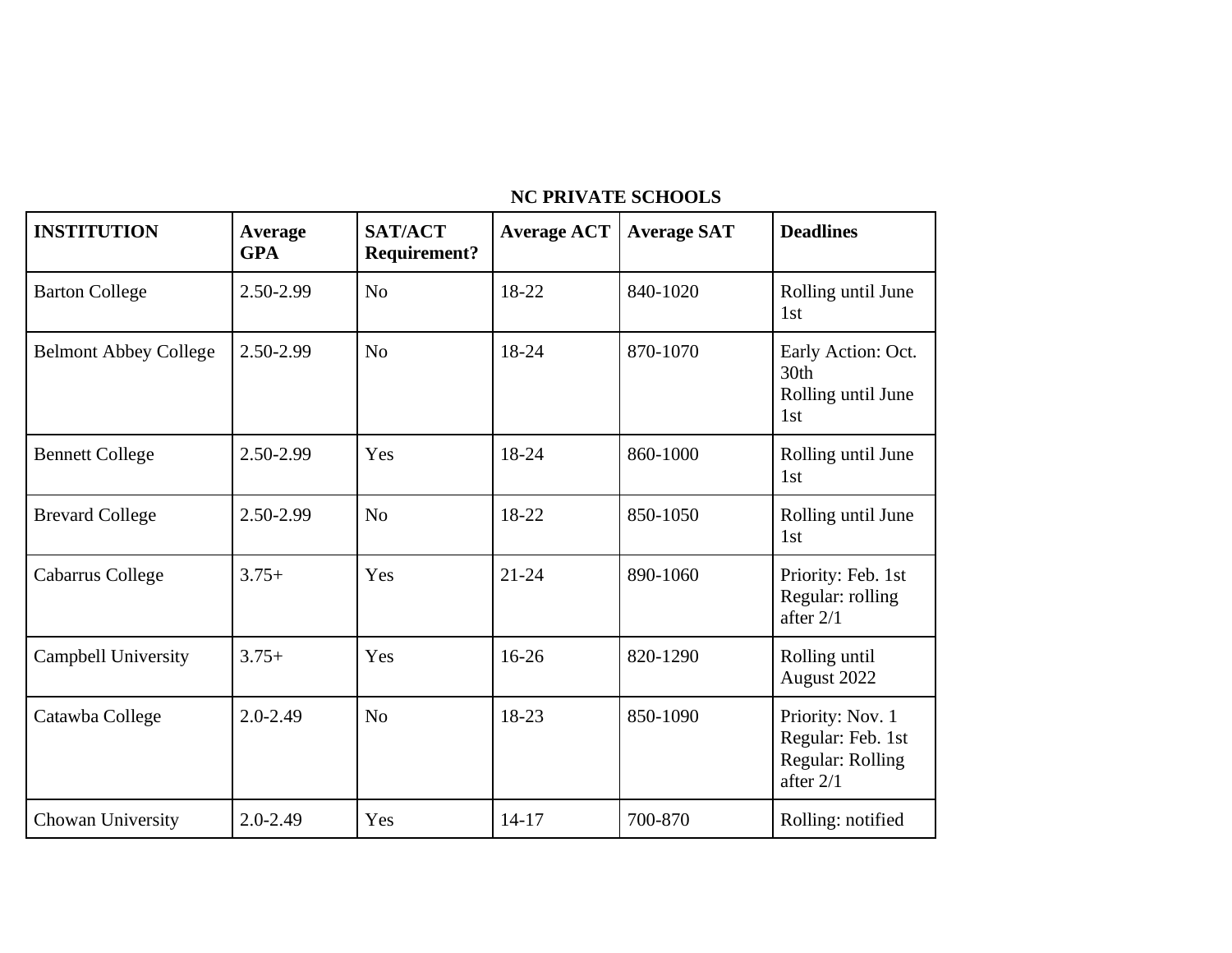**NC PRIVATE SCHOOLS**

| INSTITUTION | Average GPA | SAT/ACT Requirement? | Average ACT | Average SAT | Deadlines |
|---|---|---|---|---|---|
| Barton College | 2.50-2.99 | No | 18-22 | 840-1020 | Rolling until June 1st |
| Belmont Abbey College | 2.50-2.99 | No | 18-24 | 870-1070 | Early Action: Oct. 30th<br>Rolling until June 1st |
| Bennett College | 2.50-2.99 | Yes | 18-24 | 860-1000 | Rolling until June 1st |
| Brevard College | 2.50-2.99 | No | 18-22 | 850-1050 | Rolling until June 1st |
| Cabarrus College | 3.75+ | Yes | 21-24 | 890-1060 | Priority: Feb. 1st<br>Regular: rolling after 2/1 |
| Campbell University | 3.75+ | Yes | 16-26 | 820-1290 | Rolling until August 2022 |
| Catawba College | 2.0-2.49 | No | 18-23 | 850-1090 | Priority: Nov. 1<br>Regular: Feb. 1st<br>Regular: Rolling after 2/1 |
| Chowan University | 2.0-2.49 | Yes | 14-17 | 700-870 | Rolling: notified |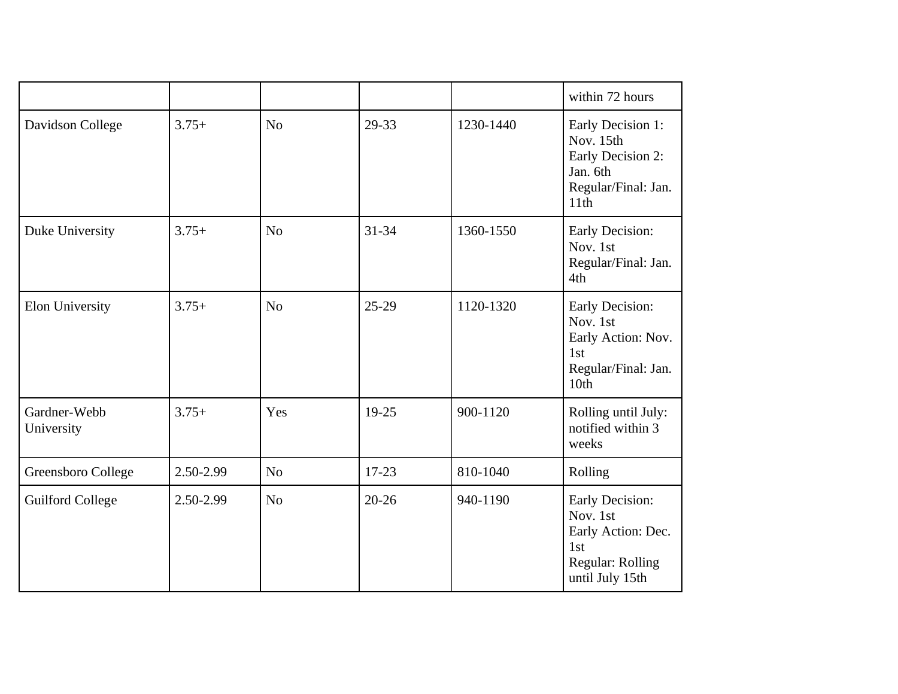| | | | | | |
|---|---|---|---|---|---|
| | | | | | within 72 hours |
| Davidson College | 3.75+ | No | 29-33 | 1230-1440 | Early Decision 1: Nov. 15th<br>Early Decision 2: Jan. 6th<br>Regular/Final: Jan. 11th |
| Duke University | 3.75+ | No | 31-34 | 1360-1550 | Early Decision: Nov. 1st<br>Regular/Final: Jan. 4th |
| Elon University | 3.75+ | No | 25-29 | 1120-1320 | Early Decision: Nov. 1st<br>Early Action: Nov. 1st<br>Regular/Final: Jan. 10th |
| Gardner-Webb University | 3.75+ | Yes | 19-25 | 900-1120 | Rolling until July: notified within 3 weeks |
| Greensboro College | 2.50-2.99 | No | 17-23 | 810-1040 | Rolling |
| Guilford College | 2.50-2.99 | No | 20-26 | 940-1190 | Early Decision: Nov. 1st<br>Early Action: Dec. 1st<br>Regular: Rolling until July 15th |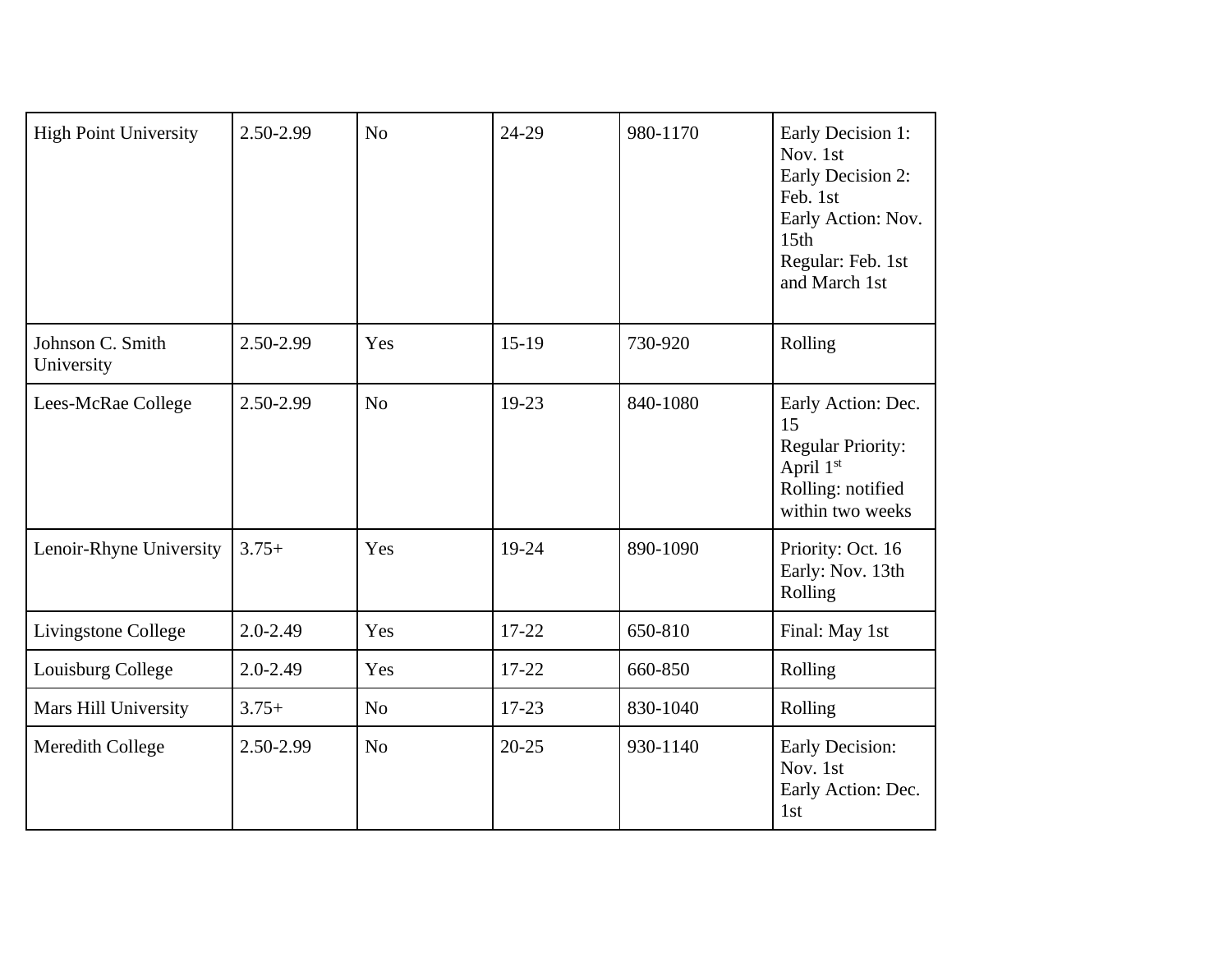| | | | | | |
|---|---|---|---|---|---|
| High Point University | 2.50-2.99 | No | 24-29 | 980-1170 | Early Decision 1: Nov. 1st<br>Early Decision 2: Feb. 1st<br>Early Action: Nov. 15th<br>Regular: Feb. 1st and March 1st |
| Johnson C. Smith University | 2.50-2.99 | Yes | 15-19 | 730-920 | Rolling |
| Lees-McRae College | 2.50-2.99 | No | 19-23 | 840-1080 | Early Action: Dec. 15<br>Regular Priority: April 1st<br>Rolling: notified within two weeks |
| Lenoir-Rhyne University | 3.75+ | Yes | 19-24 | 890-1090 | Priority: Oct. 16<br>Early: Nov. 13th<br>Rolling |
| Livingstone College | 2.0-2.49 | Yes | 17-22 | 650-810 | Final: May 1st |
| Louisburg College | 2.0-2.49 | Yes | 17-22 | 660-850 | Rolling |
| Mars Hill University | 3.75+ | No | 17-23 | 830-1040 | Rolling |
| Meredith College | 2.50-2.99 | No | 20-25 | 930-1140 | Early Decision: Nov. 1st<br>Early Action: Dec. 1st |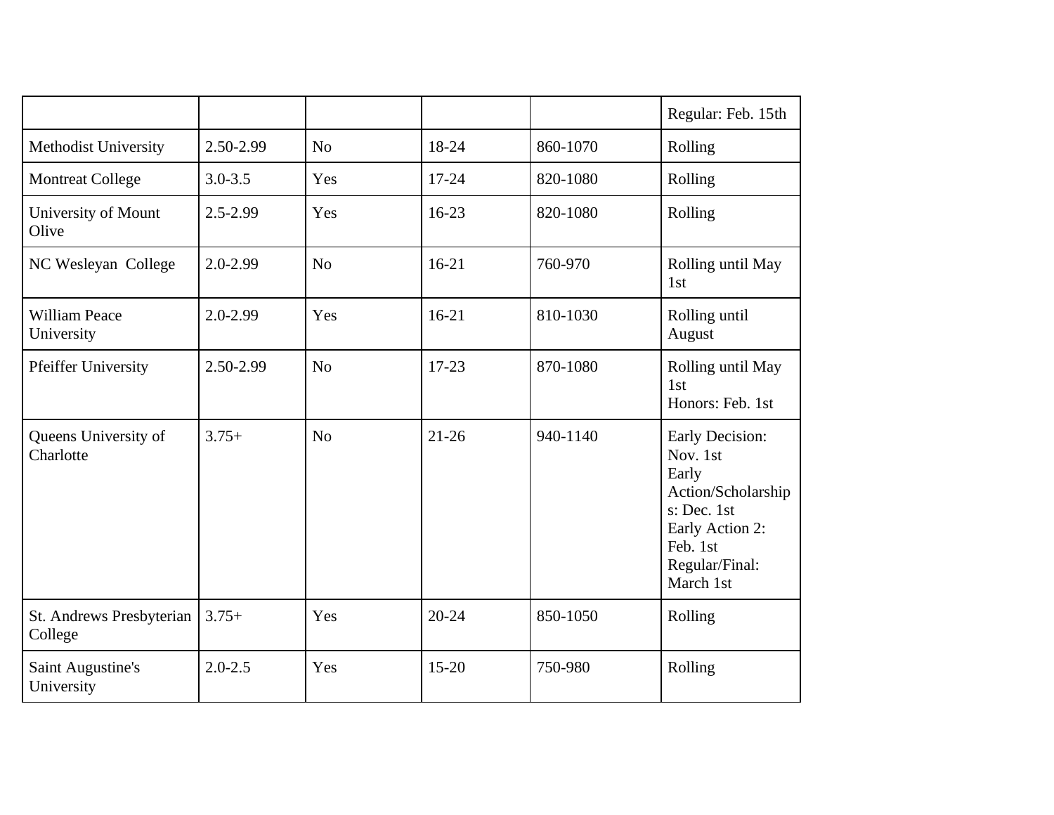| | | | | | |
|---|---|---|---|---|---|
| | | | | | Regular: Feb. 15th |
| Methodist University | 2.50-2.99 | No | 18-24 | 860-1070 | Rolling |
| Montreat College | 3.0-3.5 | Yes | 17-24 | 820-1080 | Rolling |
| University of Mount Olive | 2.5-2.99 | Yes | 16-23 | 820-1080 | Rolling |
| NC Wesleyan College | 2.0-2.99 | No | 16-21 | 760-970 | Rolling until May 1st |
| William Peace University | 2.0-2.99 | Yes | 16-21 | 810-1030 | Rolling until August |
| Pfeiffer University | 2.50-2.99 | No | 17-23 | 870-1080 | Rolling until May 1st<br>Honors: Feb. 1st |
| Queens University of Charlotte | 3.75+ | No | 21-26 | 940-1140 | Early Decision: Nov. 1st<br>Early Action/Scholarships: Dec. 1st<br>Early Action 2: Feb. 1st<br>Regular/Final: March 1st |
| St. Andrews Presbyterian College | 3.75+ | Yes | 20-24 | 850-1050 | Rolling |
| Saint Augustine's University | 2.0-2.5 | Yes | 15-20 | 750-980 | Rolling |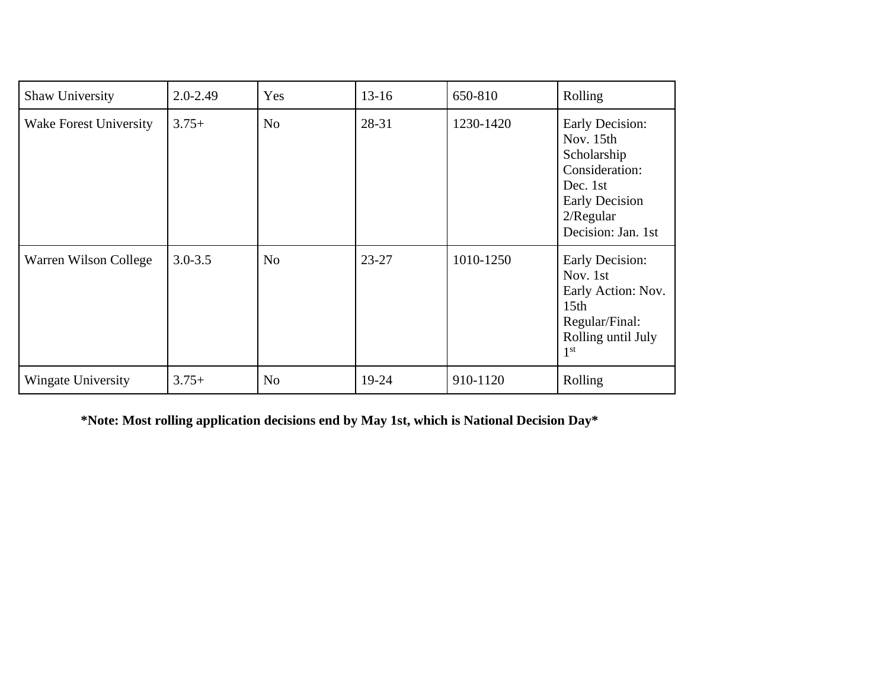| | | | | | |
|---|---|---|---|---|---|
| Shaw University | 2.0-2.49 | Yes | 13-16 | 650-810 | Rolling |
| Wake Forest University | 3.75+ | No | 28-31 | 1230-1420 | Early Decision: Nov. 15th Scholarship Consideration: Dec. 1st Early Decision 2/Regular Decision: Jan. 1st |
| Warren Wilson College | 3.0-3.5 | No | 23-27 | 1010-1250 | Early Decision: Nov. 1st Early Action: Nov. 15th Regular/Final: Rolling until July 1st |
| Wingate University | 3.75+ | No | 19-24 | 910-1120 | Rolling |

**\*Note: Most rolling application decisions end by May 1st, which is National Decision Day\***